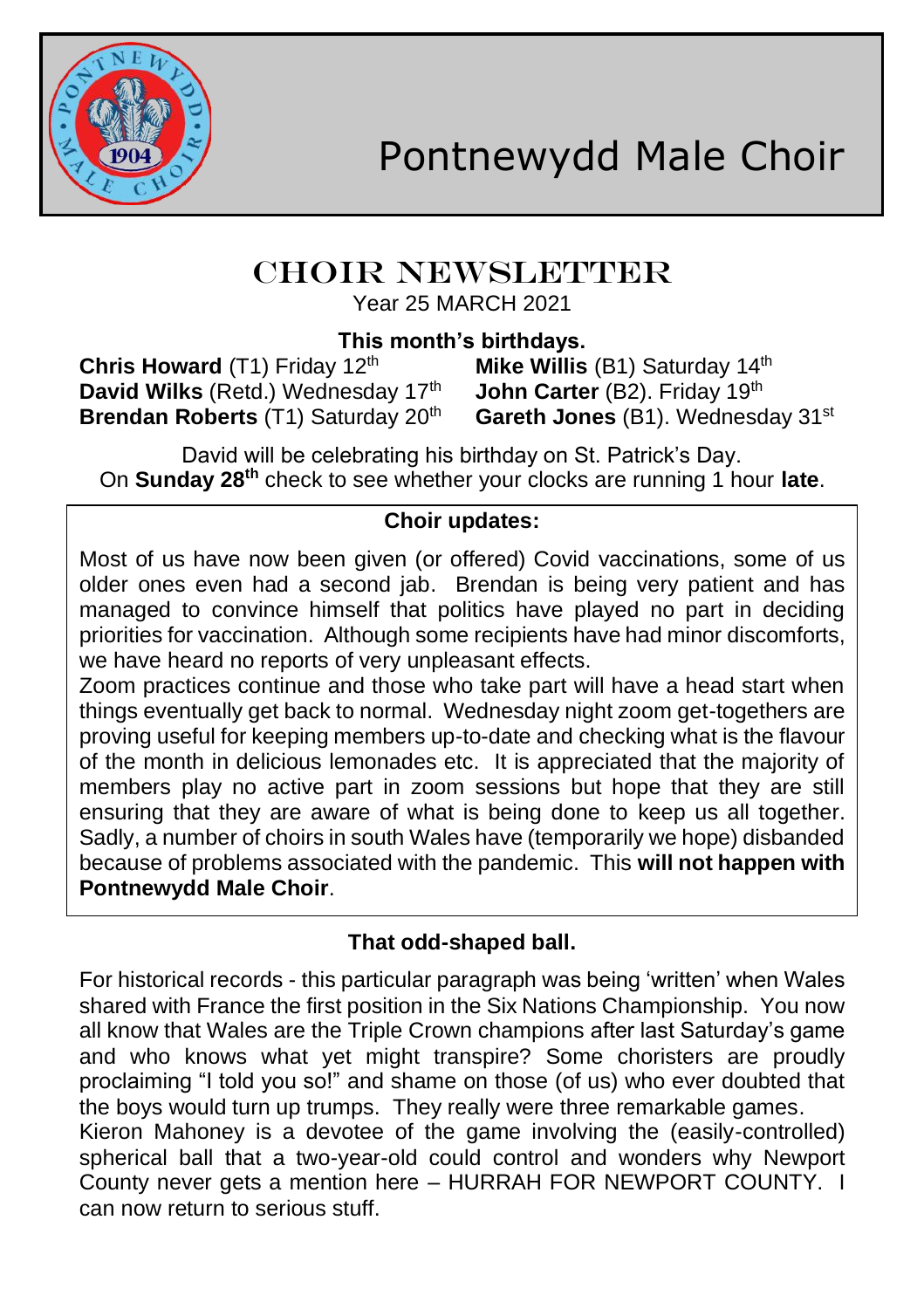# Pontnewydd Male Choir

## CHOIR NEWSLETTER

Year 25 MARCH 2021

**This month's birthdays.**

**Chris Howard** (T1) Friday 12th
**Mike Willis** (B1) Saturday 14th
**David Wilks** (Retd.) Wednesday 17th
**John Carter** (B2). Friday 19th
**Brendan Roberts** (T1) Saturday 20th
**Gareth Jones** (B1). Wednesday 31st

David will be celebrating his birthday on St. Patrick's Day.
On **Sunday 28th** check to see whether your clocks are running 1 hour **late**.

### Choir updates:

Most of us have now been given (or offered) Covid vaccinations, some of us older ones even had a second jab. Brendan is being very patient and has managed to convince himself that politics have played no part in deciding priorities for vaccination. Although some recipients have had minor discomforts, we have heard no reports of very unpleasant effects.

Zoom practices continue and those who take part will have a head start when things eventually get back to normal. Wednesday night zoom get-togethers are proving useful for keeping members up-to-date and checking what is the flavour of the month in delicious lemonades etc. It is appreciated that the majority of members play no active part in zoom sessions but hope that they are still ensuring that they are aware of what is being done to keep us all together. Sadly, a number of choirs in south Wales have (temporarily we hope) disbanded because of problems associated with the pandemic. This **will not happen with Pontnewydd Male Choir**.

### That odd-shaped ball.

For historical records - this particular paragraph was being 'written' when Wales shared with France the first position in the Six Nations Championship. You now all know that Wales are the Triple Crown champions after last Saturday's game and who knows what yet might transpire? Some choristers are proudly proclaiming "I told you so!" and shame on those (of us) who ever doubted that the boys would turn up trumps. They really were three remarkable games.

Kieron Mahoney is a devotee of the game involving the (easily-controlled) spherical ball that a two-year-old could control and wonders why Newport County never gets a mention here – HURRAH FOR NEWPORT COUNTY. I can now return to serious stuff.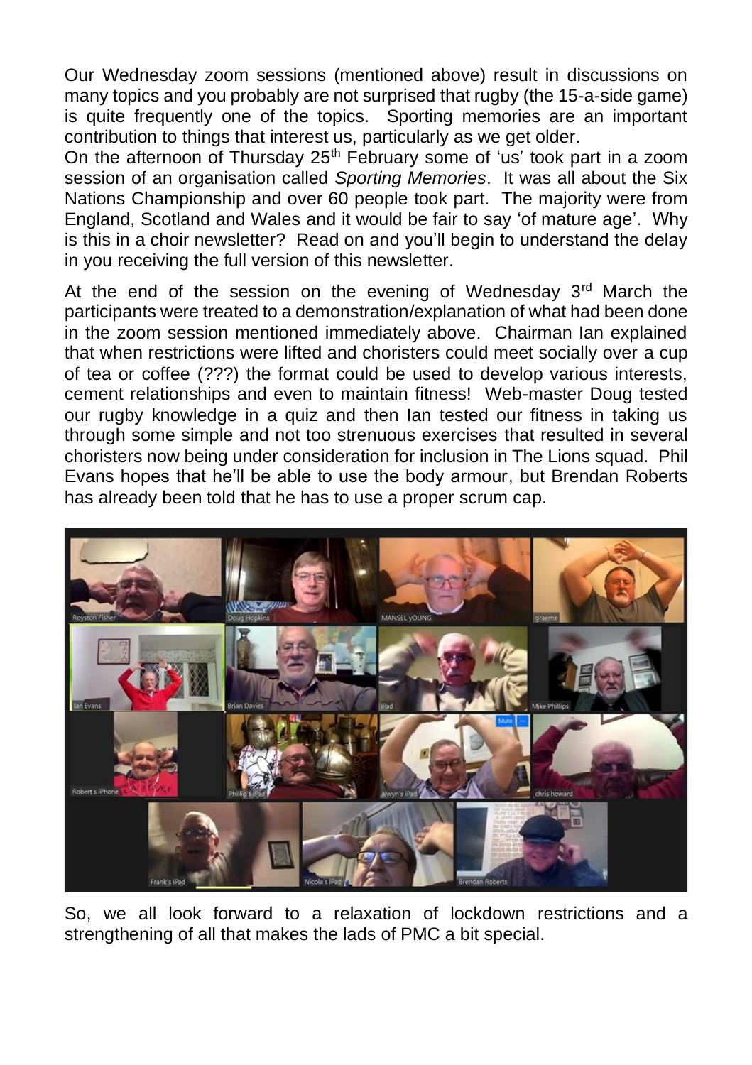Our Wednesday zoom sessions (mentioned above) result in discussions on many topics and you probably are not surprised that rugby (the 15-a-side game) is quite frequently one of the topics. Sporting memories are an important contribution to things that interest us, particularly as we get older.

On the afternoon of Thursday 25th February some of 'us' took part in a zoom session of an organisation called *Sporting Memories*. It was all about the Six Nations Championship and over 60 people took part. The majority were from England, Scotland and Wales and it would be fair to say 'of mature age'. Why is this in a choir newsletter? Read on and you'll begin to understand the delay in you receiving the full version of this newsletter.

At the end of the session on the evening of Wednesday 3rd March the participants were treated to a demonstration/explanation of what had been done in the zoom session mentioned immediately above. Chairman Ian explained that when restrictions were lifted and choristers could meet socially over a cup of tea or coffee (???) the format could be used to develop various interests, cement relationships and even to maintain fitness! Web-master Doug tested our rugby knowledge in a quiz and then Ian tested our fitness in taking us through some simple and not too strenuous exercises that resulted in several choristers now being under consideration for inclusion in The Lions squad. Phil Evans hopes that he'll be able to use the body armour, but Brendan Roberts has already been told that he has to use a proper scrum cap.

So, we all look forward to a relaxation of lockdown restrictions and a strengthening of all that makes the lads of PMC a bit special.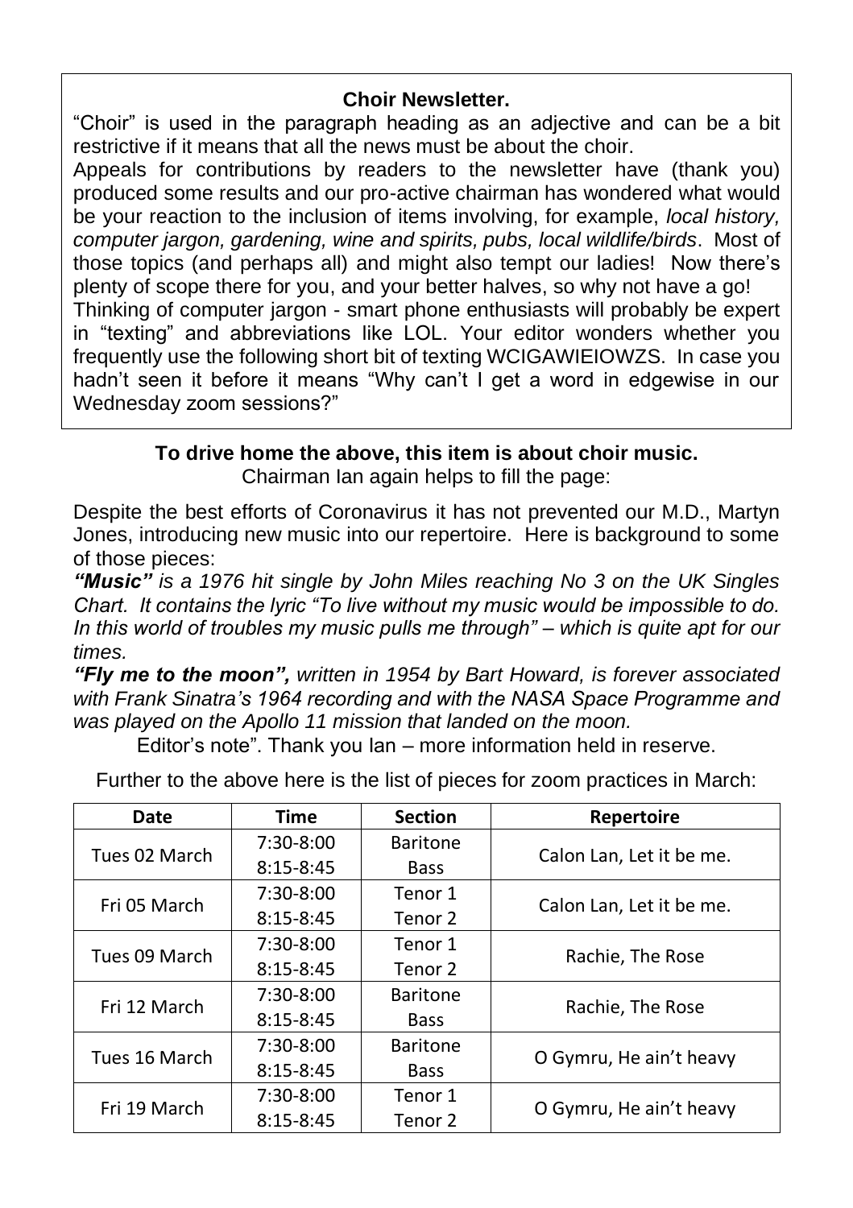## Choir Newsletter.

"Choir" is used in the paragraph heading as an adjective and can be a bit restrictive if it means that all the news must be about the choir.

Appeals for contributions by readers to the newsletter have (thank you) produced some results and our pro-active chairman has wondered what would be your reaction to the inclusion of items involving, for example, *local history, computer jargon, gardening, wine and spirits, pubs, local wildlife/birds*. Most of those topics (and perhaps all) and might also tempt our ladies! Now there's plenty of scope there for you, and your better halves, so why not have a go!

Thinking of computer jargon - smart phone enthusiasts will probably be expert in "texting" and abbreviations like LOL. Your editor wonders whether you frequently use the following short bit of texting WCIGAWIEIOWZS. In case you hadn't seen it before it means "Why can't I get a word in edgewise in our Wednesday zoom sessions?"

**To drive home the above, this item is about choir music.**

Chairman Ian again helps to fill the page:

Despite the best efforts of Coronavirus it has not prevented our M.D., Martyn Jones, introducing new music into our repertoire. Here is background to some of those pieces:

***"Music"*** *is a 1976 hit single by John Miles reaching No 3 on the UK Singles Chart. It contains the lyric "To live without my music would be impossible to do. In this world of troubles my music pulls me through" – which is quite apt for our times.*

***"Fly me to the moon",*** *written in 1954 by Bart Howard, is forever associated with Frank Sinatra's 1964 recording and with the NASA Space Programme and was played on the Apollo 11 mission that landed on the moon.*

Editor's note". Thank you Ian – more information held in reserve.

Further to the above here is the list of pieces for zoom practices in March:

| Date | Time | Section | Repertoire |
|---|---|---|---|
| Tues 02 March | 7:30-8:00 | Baritone | Calon Lan, Let it be me. |
| | 8:15-8:45 | Bass | |
| Fri 05 March | 7:30-8:00 | Tenor 1 | Calon Lan, Let it be me. |
| | 8:15-8:45 | Tenor 2 | |
| Tues 09 March | 7:30-8:00 | Tenor 1 | Rachie, The Rose |
| | 8:15-8:45 | Tenor 2 | |
| Fri 12 March | 7:30-8:00 | Baritone | Rachie, The Rose |
| | 8:15-8:45 | Bass | |
| Tues 16 March | 7:30-8:00 | Baritone | O Gymru, He ain't heavy |
| | 8:15-8:45 | Bass | |
| Fri 19 March | 7:30-8:00 | Tenor 1 | O Gymru, He ain't heavy |
| | 8:15-8:45 | Tenor 2 | |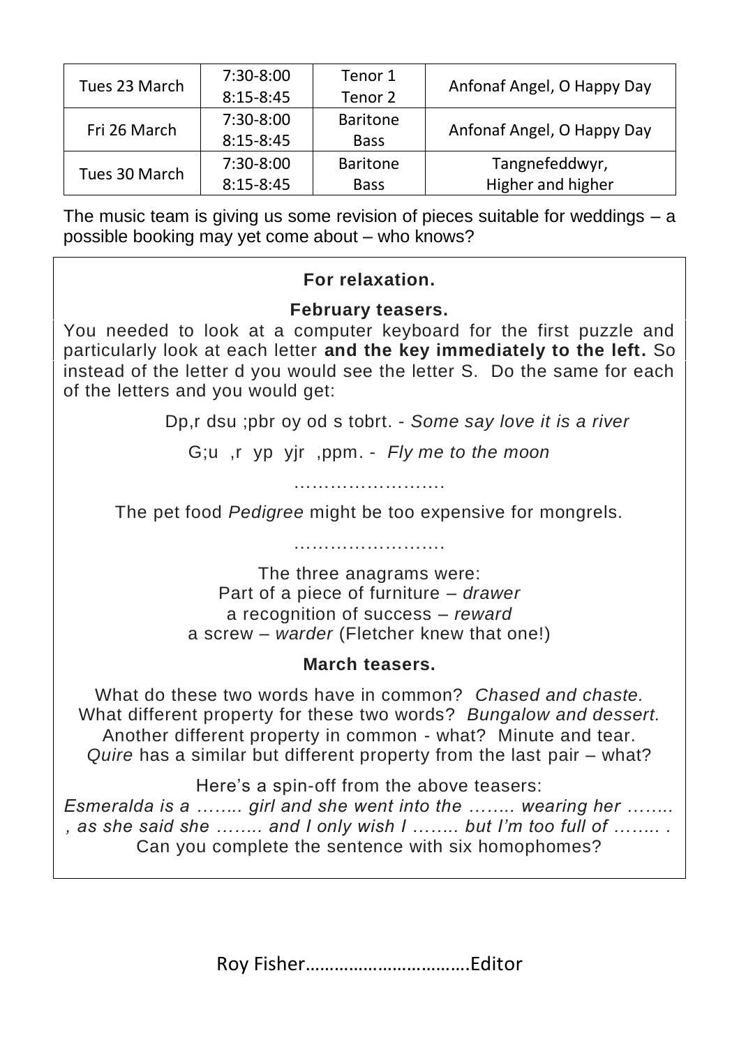| | | | |
|---|---|---|---|
| Tues 23 March | 7:30-8:00<br>8:15-8:45 | Tenor 1<br>Tenor 2 | Anfonaf Angel, O Happy Day |
| Fri 26 March | 7:30-8:00<br>8:15-8:45 | Baritone<br>Bass | Anfonaf Angel, O Happy Day |
| Tues 30 March | 7:30-8:00<br>8:15-8:45 | Baritone<br>Bass | Tangnefeddwyr,<br>Higher and higher |

The music team is giving us some revision of pieces suitable for weddings – a possible booking may yet come about – who knows?

### For relaxation.

#### February teasers.

You needed to look at a computer keyboard for the first puzzle and particularly look at each letter **and the key immediately to the left.** So instead of the letter d you would see the letter S. Do the same for each of the letters and you would get:

Dp,r dsu ;pbr oy od s tobrt. - *Some say love it is a river*

G;u ,r yp yjr ,ppm. - *Fly me to the moon*

……………………

The pet food *Pedigree* might be too expensive for mongrels.

……………………

The three anagrams were:
Part of a piece of furniture – *drawer*
a recognition of success – *reward*
a screw – *warder* (Fletcher knew that one!)

#### March teasers.

What do these two words have in common? *Chased and chaste.*
What different property for these two words? *Bungalow and dessert.*
Another different property in common - what? Minute and tear.
*Quire* has a similar but different property from the last pair – what?

Here's a spin-off from the above teasers:
*Esmeralda is a …….. girl and she went into the …….. wearing her …….. , as she said she …….. and I only wish I …….. but I'm too full of …….. .*
Can you complete the sentence with six homophomes?

Roy Fisher…………………………….Editor